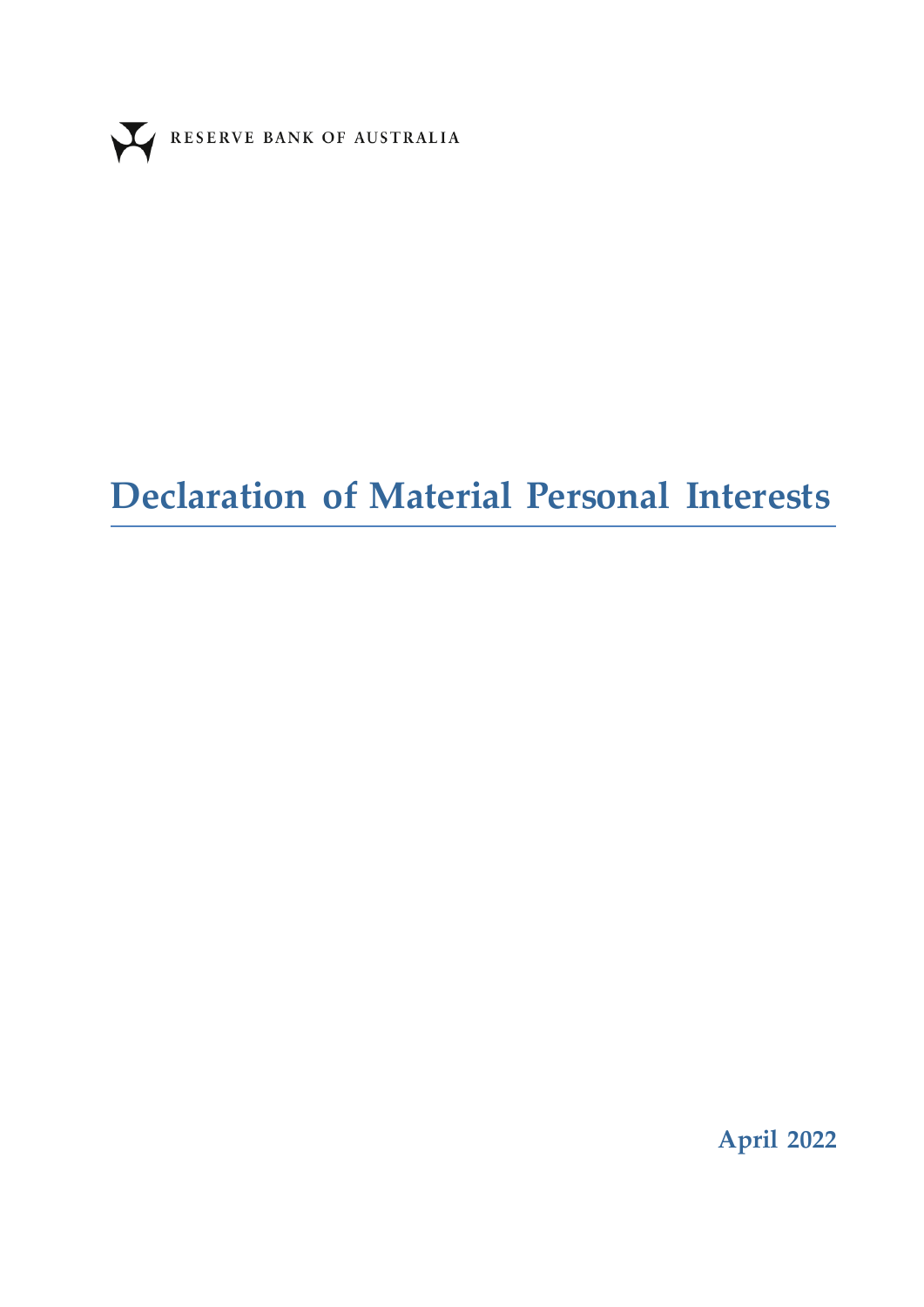RESERVE BANK OF AUSTRALIA

# Declaration of Material Personal Interests

**April 2022**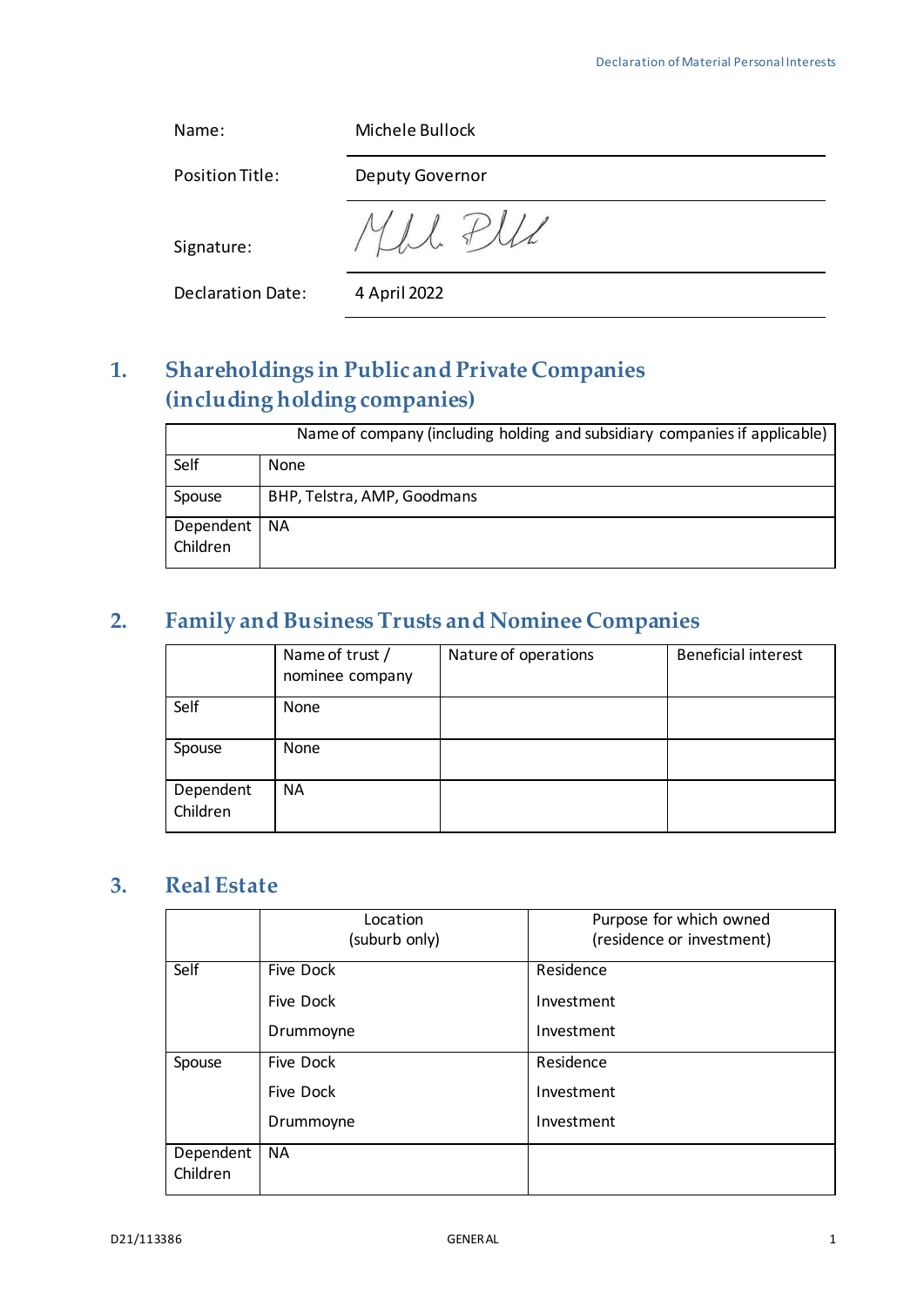| | |
|---|---|
| Name: | Michele Bullock |
| Position Title: | Deputy Governor |
| Signature: | |
| Declaration Date: | 4 April 2022 |

## 1. Shareholdings in Public and Private Companies (including holding companies)

| | Name of company (including holding and subsidiary companies if applicable) |
|---|---|
| Self | None |
| Spouse | BHP, Telstra, AMP, Goodmans |
| Dependent Children | NA |

## 2. Family and Business Trusts and Nominee Companies

| | Name of trust / nominee company | Nature of operations | Beneficial interest |
|---|---|---|---|
| Self | None | | |
| Spouse | None | | |
| Dependent Children | NA | | |

## 3. Real Estate

| | Location (suburb only) | Purpose for which owned (residence or investment) |
|---|---|---|
| Self | Five Dock | Residence |
| | Five Dock | Investment |
| | Drummoyne | Investment |
| Spouse | Five Dock | Residence |
| | Five Dock | Investment |
| | Drummoyne | Investment |
| Dependent Children | NA | |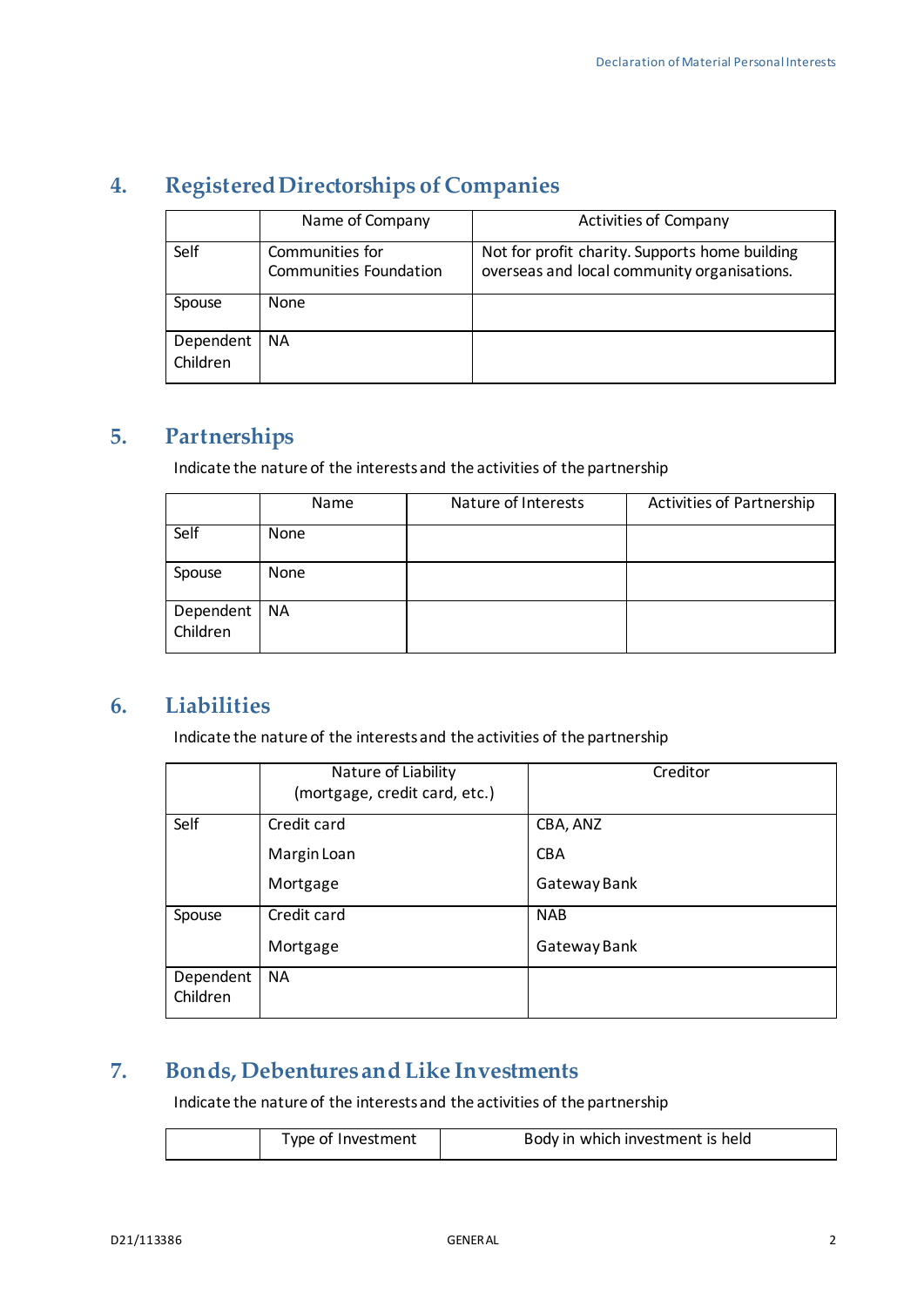## 4. Registered Directorships of Companies

| | Name of Company | Activities of Company |
|---|---|---|
| Self | Communities for Communities Foundation | Not for profit charity. Supports home building overseas and local community organisations. |
| Spouse | None | |
| Dependent Children | NA | |

## 5. Partnerships

Indicate the nature of the interests and the activities of the partnership

| | Name | Nature of Interests | Activities of Partnership |
|---|---|---|---|
| Self | None | | |
| Spouse | None | | |
| Dependent Children | NA | | |

## 6. Liabilities

Indicate the nature of the interests and the activities of the partnership

| | Nature of Liability (mortgage, credit card, etc.) | Creditor |
|---|---|---|
| Self | Credit card<br>Margin Loan<br>Mortgage | CBA, ANZ<br>CBA<br>Gateway Bank |
| Spouse | Credit card<br>Mortgage | NAB<br>Gateway Bank |
| Dependent Children | NA | |

## 7. Bonds, Debentures and Like Investments

Indicate the nature of the interests and the activities of the partnership

| | Type of Investment | Body in which investment is held |
|---|---|---|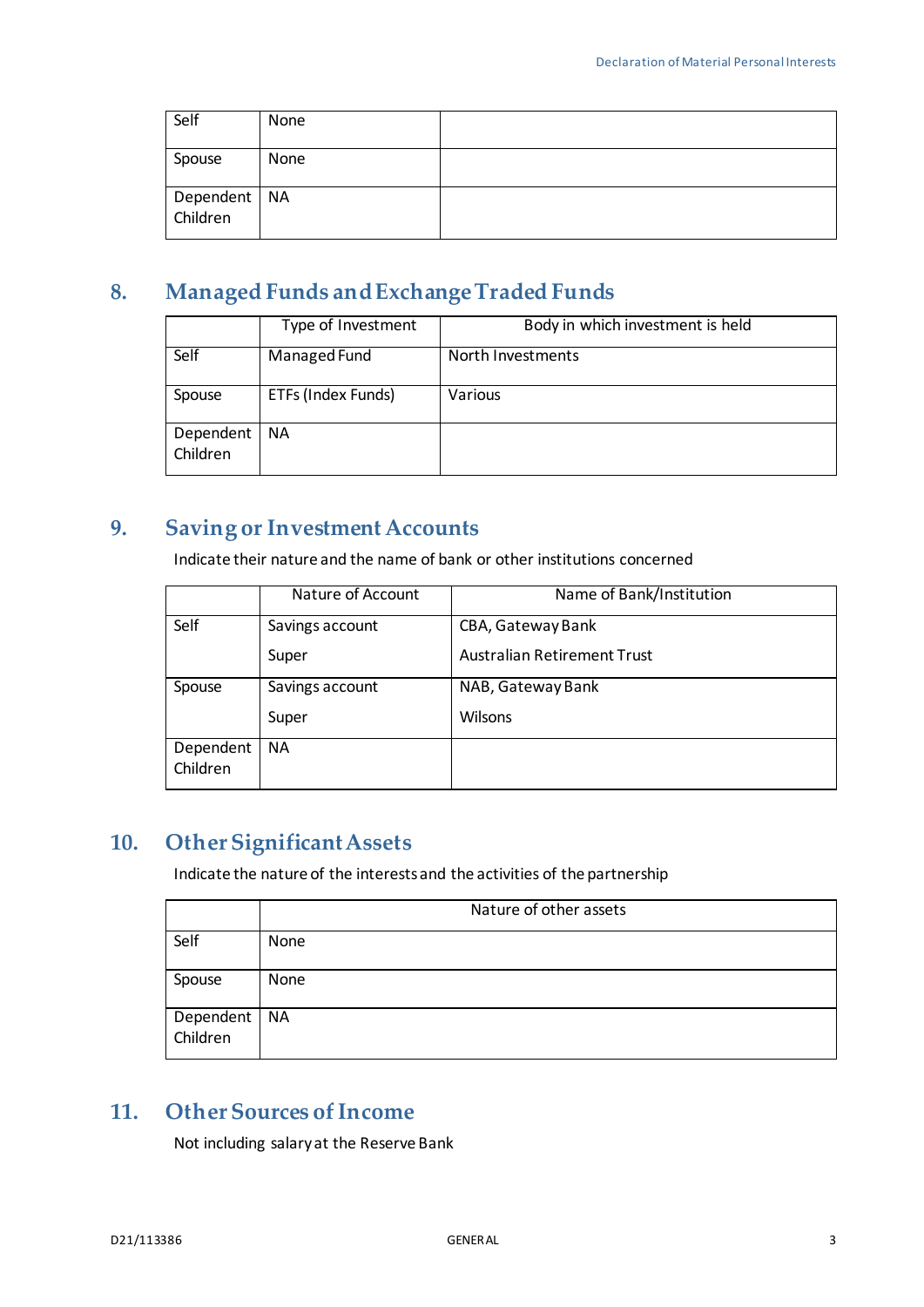| | | |
|---|---|---|
| Self | None | |
| Spouse | None | |
| Dependent Children | NA | |

## 8. Managed Funds and Exchange Traded Funds

| | Type of Investment | Body in which investment is held |
|---|---|---|
| Self | Managed Fund | North Investments |
| Spouse | ETFs (Index Funds) | Various |
| Dependent Children | NA | |

## 9. Saving or Investment Accounts

Indicate their nature and the name of bank or other institutions concerned

| | Nature of Account | Name of Bank/Institution |
|---|---|---|
| Self | Savings account<br>Super | CBA, Gateway Bank<br>Australian Retirement Trust |
| Spouse | Savings account<br>Super | NAB, Gateway Bank<br>Wilsons |
| Dependent Children | NA | |

## 10. Other Significant Assets

Indicate the nature of the interests and the activities of the partnership

| | Nature of other assets |
|---|---|
| Self | None |
| Spouse | None |
| Dependent Children | NA |

## 11. Other Sources of Income

Not including salary at the Reserve Bank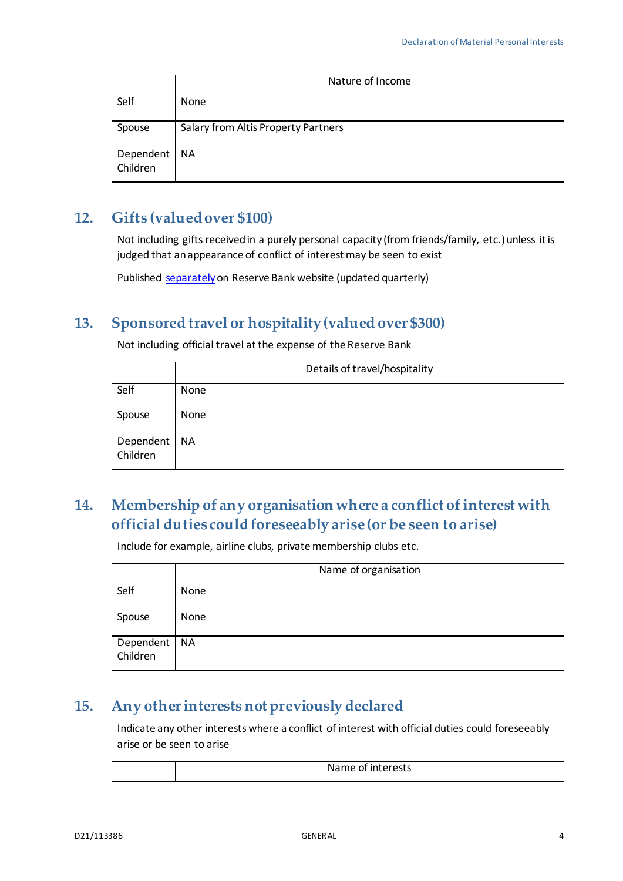| | Nature of Income |
|---|---|
| Self | None |
| Spouse | Salary from Altis Property Partners |
| Dependent Children | NA |

## 12. Gifts (valued over $100)

Not including gifts received in a purely personal capacity (from friends/family, etc.) unless it is judged that an appearance of conflict of interest may be seen to exist

Published separately on Reserve Bank website (updated quarterly)

## 13. Sponsored travel or hospitality (valued over $300)

Not including official travel at the expense of the Reserve Bank

| | Details of travel/hospitality |
|---|---|
| Self | None |
| Spouse | None |
| Dependent Children | NA |

## 14. Membership of any organisation where a conflict of interest with official duties could foreseeably arise (or be seen to arise)

Include for example, airline clubs, private membership clubs etc.

| | Name of organisation |
|---|---|
| Self | None |
| Spouse | None |
| Dependent Children | NA |

## 15. Any other interests not previously declared

Indicate any other interests where a conflict of interest with official duties could foreseeably arise or be seen to arise

| | Name of interests |
|---|---|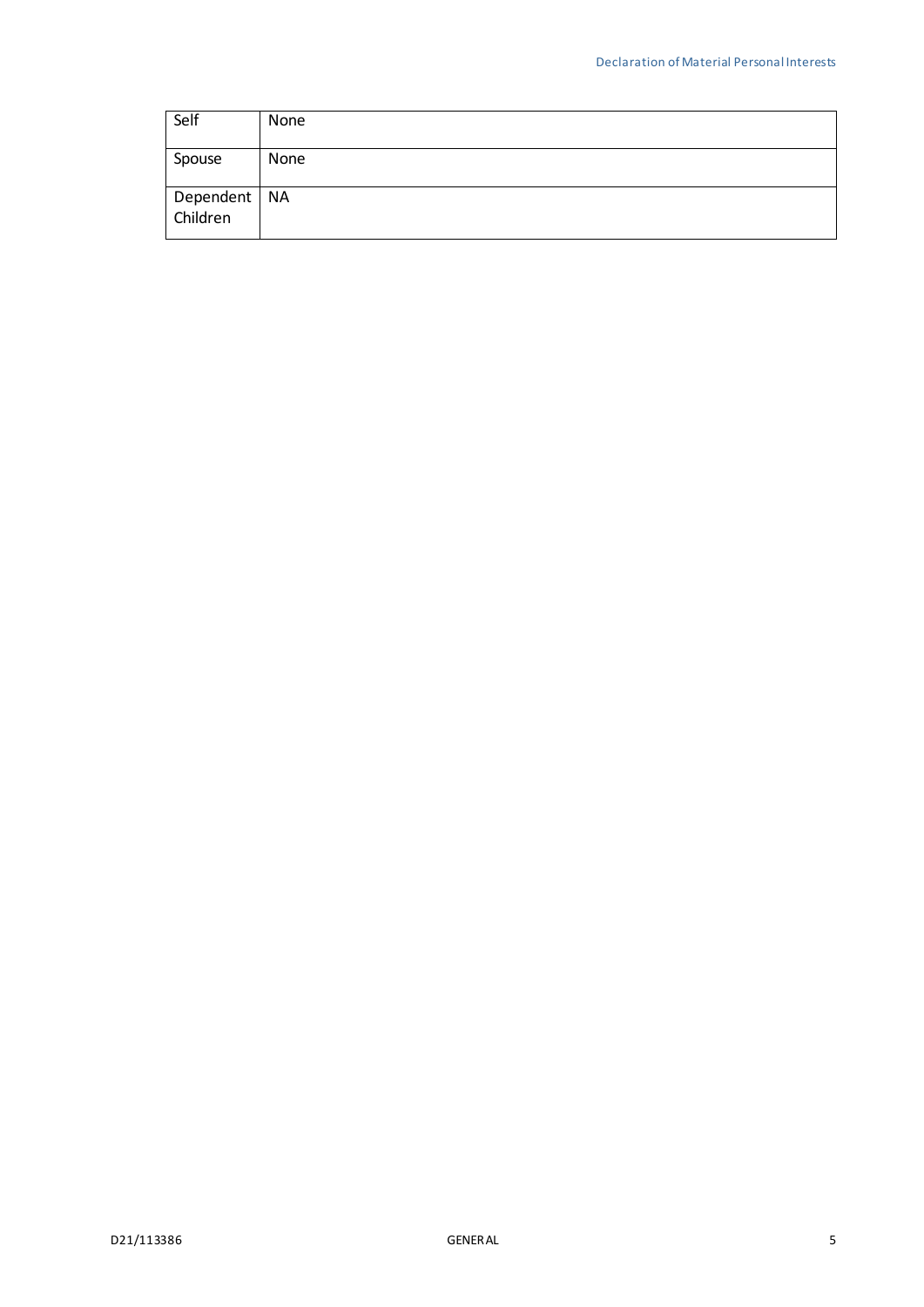| | |
|---|---|
| Self | None |
| Spouse | None |
| Dependent Children | NA |